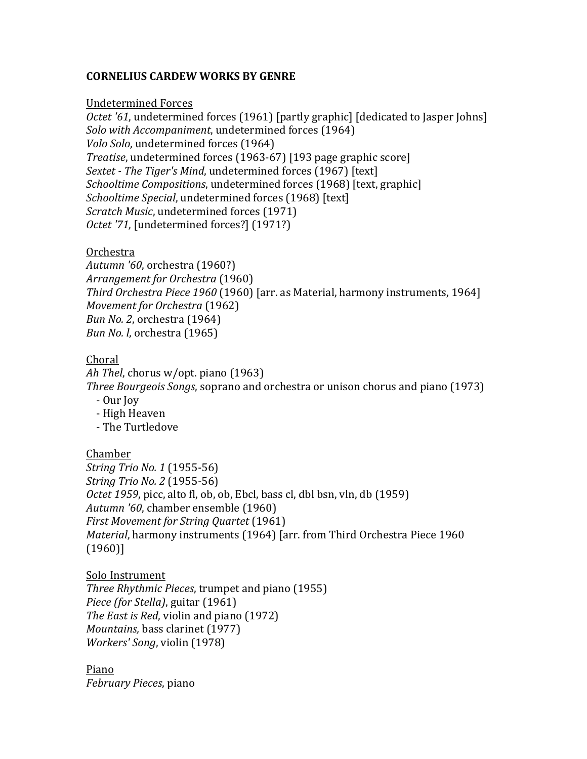# CORNELIUS CARDEW WORKS BY GENRE

<u>Undetermined Forces</u>

*Octet '61*, undetermined forces (1961) [partly graphic] [dedicated to Jasper Johns]
*Solo with Accompaniment*, undetermined forces (1964)
*Volo Solo*, undetermined forces (1964)
*Treatise*, undetermined forces (1963-67) [193 page graphic score]
*Sextet - The Tiger's Mind*, undetermined forces (1967) [text]
*Schooltime Compositions*, undetermined forces (1968) [text, graphic]
*Schooltime Special*, undetermined forces (1968) [text]
*Scratch Music*, undetermined forces (1971)
*Octet '71*, [undetermined forces?] (1971?)

<u>Orchestra</u>

*Autumn '60*, orchestra (1960?)
*Arrangement for Orchestra* (1960)
*Third Orchestra Piece 1960* (1960) [arr. as Material, harmony instruments, 1964]
*Movement for Orchestra* (1962)
*Bun No. 2*, orchestra (1964)
*Bun No. l*, orchestra (1965)

<u>Choral</u>

*Ah Thel*, chorus w/opt. piano (1963)
*Three Bourgeois Songs*, soprano and orchestra or unison chorus and piano (1973)
- Our Joy
- High Heaven
- The Turtledove

<u>Chamber</u>

*String Trio No. 1* (1955-56)
*String Trio No. 2* (1955-56)
*Octet 1959*, picc, alto fl, ob, ob, Ebcl, bass cl, dbl bsn, vln, db (1959)
*Autumn '60*, chamber ensemble (1960)
*First Movement for String Quartet* (1961)
*Material*, harmony instruments (1964) [arr. from Third Orchestra Piece 1960 (1960)]

<u>Solo Instrument</u>

*Three Rhythmic Pieces*, trumpet and piano (1955)
*Piece (for Stella)*, guitar (1961)
*The East is Red*, violin and piano (1972)
*Mountains,* bass clarinet (1977)
*Workers' Song*, violin (1978)

<u>Piano</u>

*February Pieces*, piano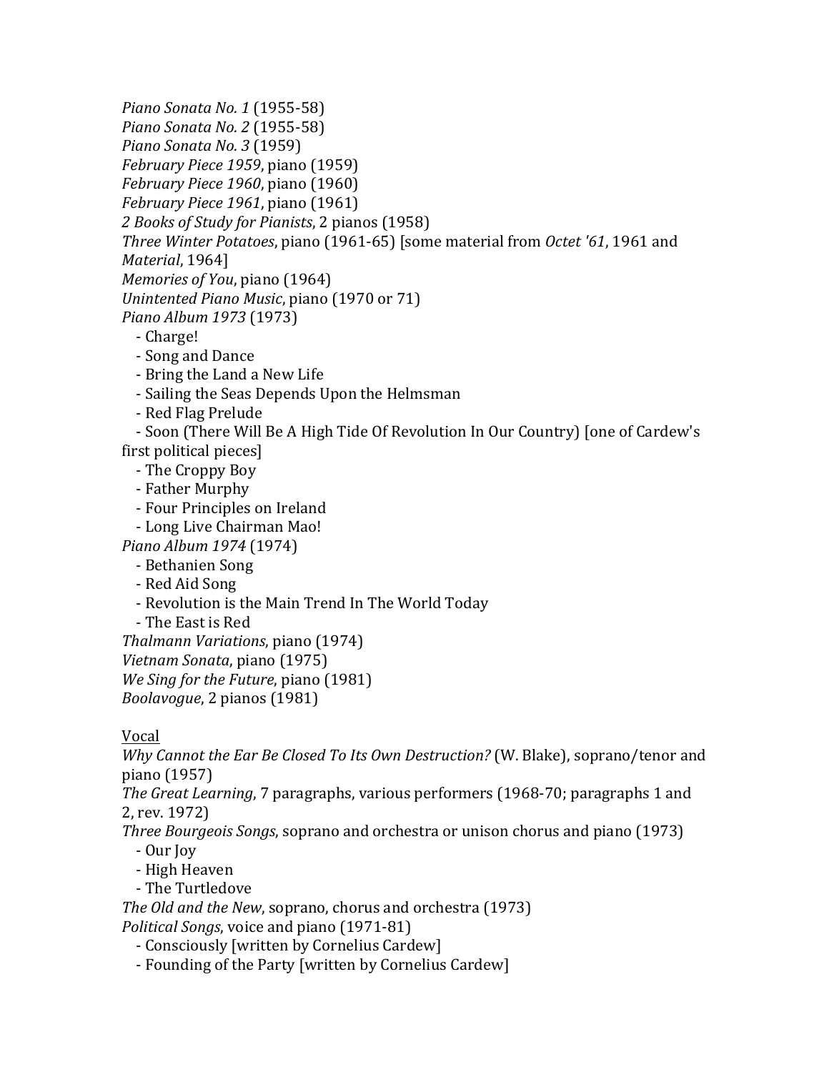*Piano Sonata No. 1* (1955-58)
*Piano Sonata No. 2* (1955-58)
*Piano Sonata No. 3* (1959)
*February Piece 1959*, piano (1959)
*February Piece 1960*, piano (1960)
*February Piece 1961*, piano (1961)
*2 Books of Study for Pianists*, 2 pianos (1958)
*Three Winter Potatoes*, piano (1961-65) [some material from *Octet '61*, 1961 and *Material*, 1964]
*Memories of You*, piano (1964)
*Unintented Piano Music*, piano (1970 or 71)
*Piano Album 1973* (1973)

- Charge!
- Song and Dance
- Bring the Land a New Life
- Sailing the Seas Depends Upon the Helmsman
- Red Flag Prelude
- Soon (There Will Be A High Tide Of Revolution In Our Country) [one of Cardew's first political pieces]
- The Croppy Boy
- Father Murphy
- Four Principles on Ireland
- Long Live Chairman Mao!

*Piano Album 1974* (1974)

- Bethanien Song
- Red Aid Song
- Revolution is the Main Trend In The World Today
- The East is Red

*Thalmann Variations*, piano (1974)
*Vietnam Sonata*, piano (1975)
*We Sing for the Future*, piano (1981)
*Boolavogue*, 2 pianos (1981)

<u>Vocal</u>

*Why Cannot the Ear Be Closed To Its Own Destruction?* (W. Blake), soprano/tenor and piano (1957)
*The Great Learning*, 7 paragraphs, various performers (1968-70; paragraphs 1 and 2, rev. 1972)
*Three Bourgeois Songs*, soprano and orchestra or unison chorus and piano (1973)

- Our Joy
- High Heaven
- The Turtledove

*The Old and the New*, soprano, chorus and orchestra (1973)
*Political Songs*, voice and piano (1971-81)

- Consciously [written by Cornelius Cardew]
- Founding of the Party [written by Cornelius Cardew]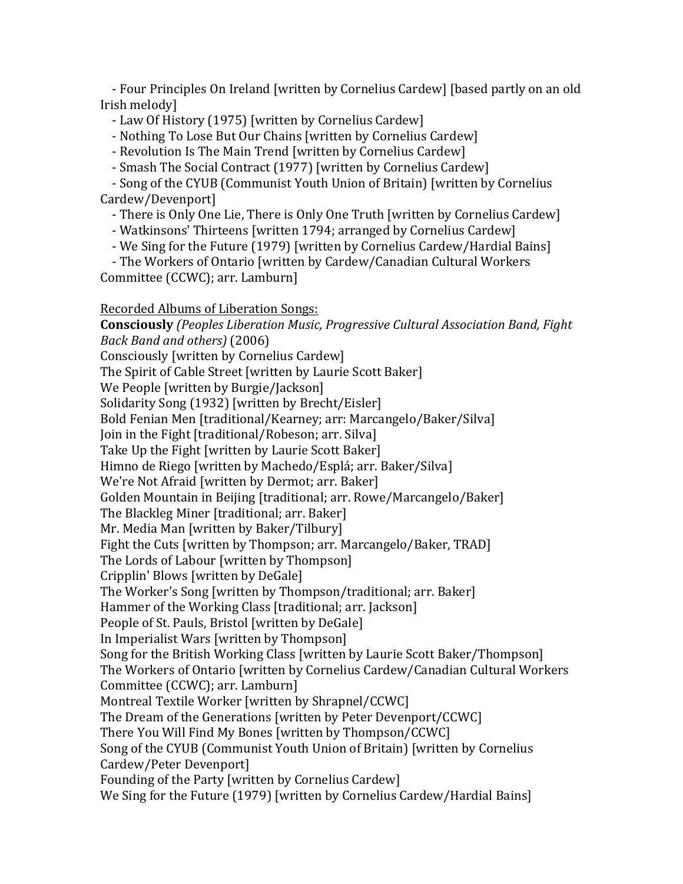- Four Principles On Ireland [written by Cornelius Cardew] [based partly on an old Irish melody]
- Law Of History (1975) [written by Cornelius Cardew]
- Nothing To Lose But Our Chains [written by Cornelius Cardew]
- Revolution Is The Main Trend [written by Cornelius Cardew]
- Smash The Social Contract (1977) [written by Cornelius Cardew]
- Song of the CYUB (Communist Youth Union of Britain) [written by Cornelius Cardew/Devenport]
- There is Only One Lie, There is Only One Truth [written by Cornelius Cardew]
- Watkinsons' Thirteens [written 1794; arranged by Cornelius Cardew]
- We Sing for the Future (1979) [written by Cornelius Cardew/Hardial Bains]
- The Workers of Ontario [written by Cardew/Canadian Cultural Workers Committee (CCWC); arr. Lamburn]

<u>Recorded Albums of Liberation Songs:</u>

**Consciously** *(Peoples Liberation Music, Progressive Cultural Association Band, Fight Back Band and others)* (2006)

Consciously [written by Cornelius Cardew]
The Spirit of Cable Street [written by Laurie Scott Baker]
We People [written by Burgie/Jackson]
Solidarity Song (1932) [written by Brecht/Eisler]
Bold Fenian Men [traditional/Kearney; arr: Marcangelo/Baker/Silva]
Join in the Fight [traditional/Robeson; arr. Silva]
Take Up the Fight [written by Laurie Scott Baker]
Himno de Riego [written by Machedo/Esplá; arr. Baker/Silva]
We're Not Afraid [written by Dermot; arr. Baker]
Golden Mountain in Beijing [traditional; arr. Rowe/Marcangelo/Baker]
The Blackleg Miner [traditional; arr. Baker]
Mr. Media Man [written by Baker/Tilbury]
Fight the Cuts [written by Thompson; arr. Marcangelo/Baker, TRAD]
The Lords of Labour [written by Thompson]
Cripplin' Blows [written by DeGale]
The Worker's Song [written by Thompson/traditional; arr. Baker]
Hammer of the Working Class [traditional; arr. Jackson]
People of St. Pauls, Bristol [written by DeGale]
In Imperialist Wars [written by Thompson]
Song for the British Working Class [written by Laurie Scott Baker/Thompson]
The Workers of Ontario [written by Cornelius Cardew/Canadian Cultural Workers Committee (CCWC); arr. Lamburn]
Montreal Textile Worker [written by Shrapnel/CCWC]
The Dream of the Generations [written by Peter Devenport/CCWC]
There You Will Find My Bones [written by Thompson/CCWC]
Song of the CYUB (Communist Youth Union of Britain) [written by Cornelius Cardew/Peter Devenport]
Founding of the Party [written by Cornelius Cardew]
We Sing for the Future (1979) [written by Cornelius Cardew/Hardial Bains]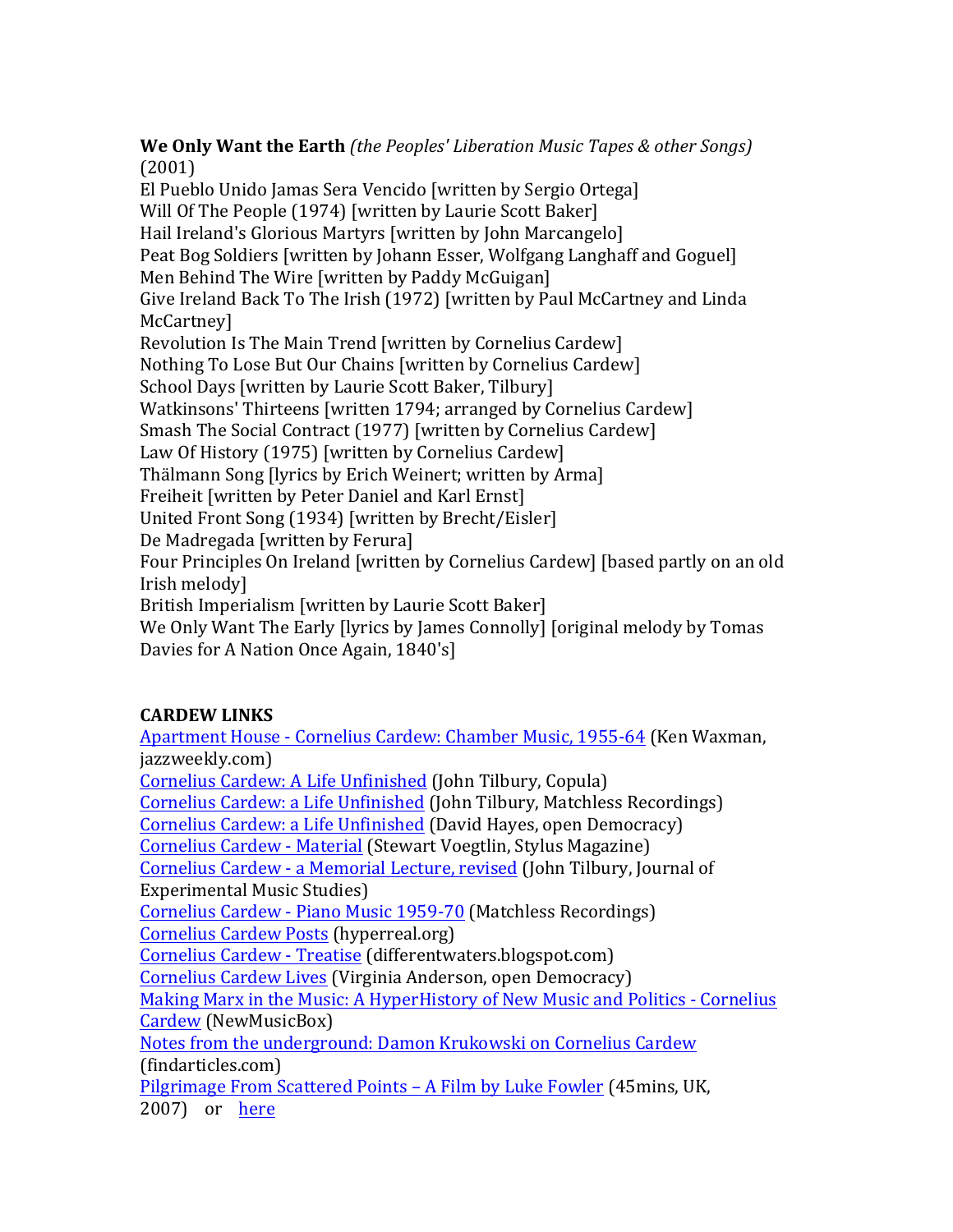**We Only Want the Earth** *(the Peoples' Liberation Music Tapes & other Songs)* (2001)

El Pueblo Unido Jamas Sera Vencido [written by Sergio Ortega]
Will Of The People (1974) [written by Laurie Scott Baker]
Hail Ireland's Glorious Martyrs [written by John Marcangelo]
Peat Bog Soldiers [written by Johann Esser, Wolfgang Langhaff and Goguel]
Men Behind The Wire [written by Paddy McGuigan]
Give Ireland Back To The Irish (1972) [written by Paul McCartney and Linda McCartney]
Revolution Is The Main Trend [written by Cornelius Cardew]
Nothing To Lose But Our Chains [written by Cornelius Cardew]
School Days [written by Laurie Scott Baker, Tilbury]
Watkinsons' Thirteens [written 1794; arranged by Cornelius Cardew]
Smash The Social Contract (1977) [written by Cornelius Cardew]
Law Of History (1975) [written by Cornelius Cardew]
Thälmann Song [lyrics by Erich Weinert; written by Arma]
Freiheit [written by Peter Daniel and Karl Ernst]
United Front Song (1934) [written by Brecht/Eisler]
De Madregada [written by Ferura]
Four Principles On Ireland [written by Cornelius Cardew] [based partly on an old Irish melody]
British Imperialism [written by Laurie Scott Baker]
We Only Want The Early [lyrics by James Connolly] [original melody by Tomas Davies for A Nation Once Again, 1840's]

**CARDEW LINKS**

Apartment House - Cornelius Cardew: Chamber Music, 1955-64 (Ken Waxman, jazzweekly.com)
Cornelius Cardew: A Life Unfinished (John Tilbury, Copula)
Cornelius Cardew: a Life Unfinished (John Tilbury, Matchless Recordings)
Cornelius Cardew: a Life Unfinished (David Hayes, open Democracy)
Cornelius Cardew - Material (Stewart Voegtlin, Stylus Magazine)
Cornelius Cardew - a Memorial Lecture, revised (John Tilbury, Journal of Experimental Music Studies)
Cornelius Cardew - Piano Music 1959-70 (Matchless Recordings)
Cornelius Cardew Posts (hyperreal.org)
Cornelius Cardew - Treatise (differentwaters.blogspot.com)
Cornelius Cardew Lives (Virginia Anderson, open Democracy)
Making Marx in the Music: A HyperHistory of New Music and Politics - Cornelius Cardew (NewMusicBox)
Notes from the underground: Damon Krukowski on Cornelius Cardew (findarticles.com)
Pilgrimage From Scattered Points – A Film by Luke Fowler (45mins, UK, 2007) or here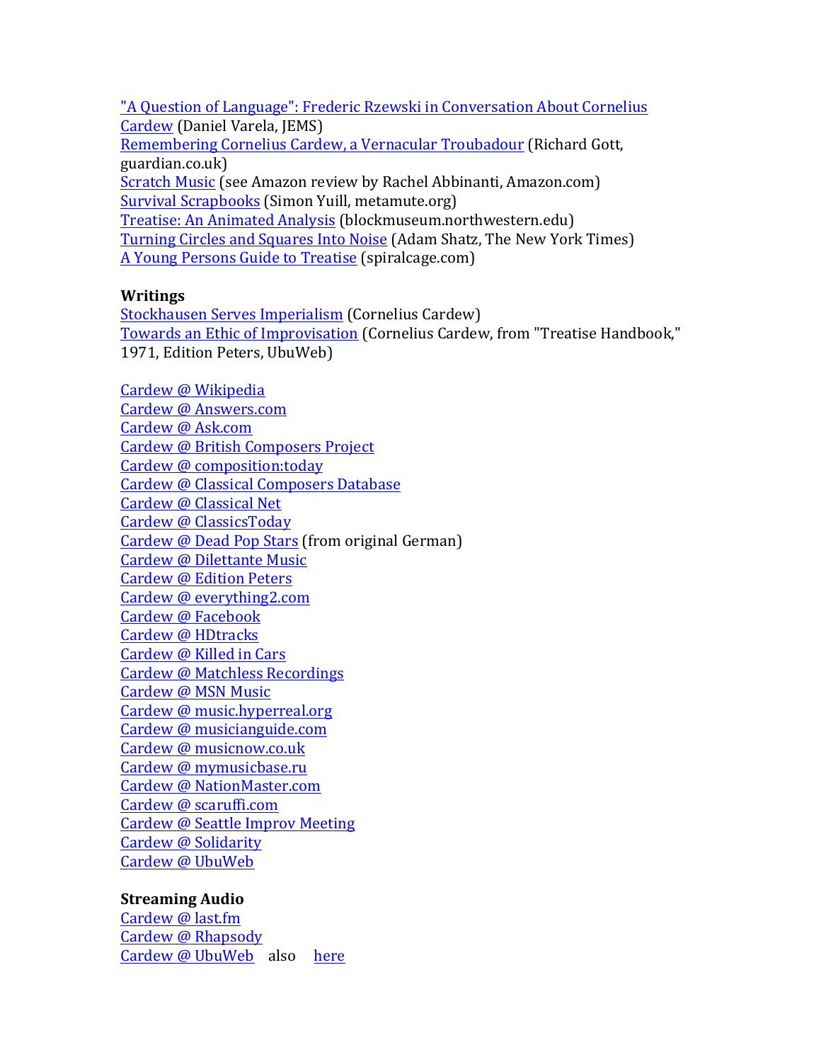"A Question of Language": Frederic Rzewski in Conversation About Cornelius Cardew (Daniel Varela, JEMS)
Remembering Cornelius Cardew, a Vernacular Troubadour (Richard Gott, guardian.co.uk)
Scratch Music (see Amazon review by Rachel Abbinanti, Amazon.com)
Survival Scrapbooks (Simon Yuill, metamute.org)
Treatise: An Animated Analysis (blockmuseum.northwestern.edu)
Turning Circles and Squares Into Noise (Adam Shatz, The New York Times)
A Young Persons Guide to Treatise (spiralcage.com)

**Writings**
Stockhausen Serves Imperialism (Cornelius Cardew)
Towards an Ethic of Improvisation (Cornelius Cardew, from "Treatise Handbook," 1971, Edition Peters, UbuWeb)

Cardew @ Wikipedia
Cardew @ Answers.com
Cardew @ Ask.com
Cardew @ British Composers Project
Cardew @ composition:today
Cardew @ Classical Composers Database
Cardew @ Classical Net
Cardew @ ClassicsToday
Cardew @ Dead Pop Stars (from original German)
Cardew @ Dilettante Music
Cardew @ Edition Peters
Cardew @ everything2.com
Cardew @ Facebook
Cardew @ HDtracks
Cardew @ Killed in Cars
Cardew @ Matchless Recordings
Cardew @ MSN Music
Cardew @ music.hyperreal.org
Cardew @ musicianguide.com
Cardew @ musicnow.co.uk
Cardew @ mymusicbase.ru
Cardew @ NationMaster.com
Cardew @ scaruffi.com
Cardew @ Seattle Improv Meeting
Cardew @ Solidarity
Cardew @ UbuWeb

**Streaming Audio**
Cardew @ last.fm
Cardew @ Rhapsody
Cardew @ UbuWeb also here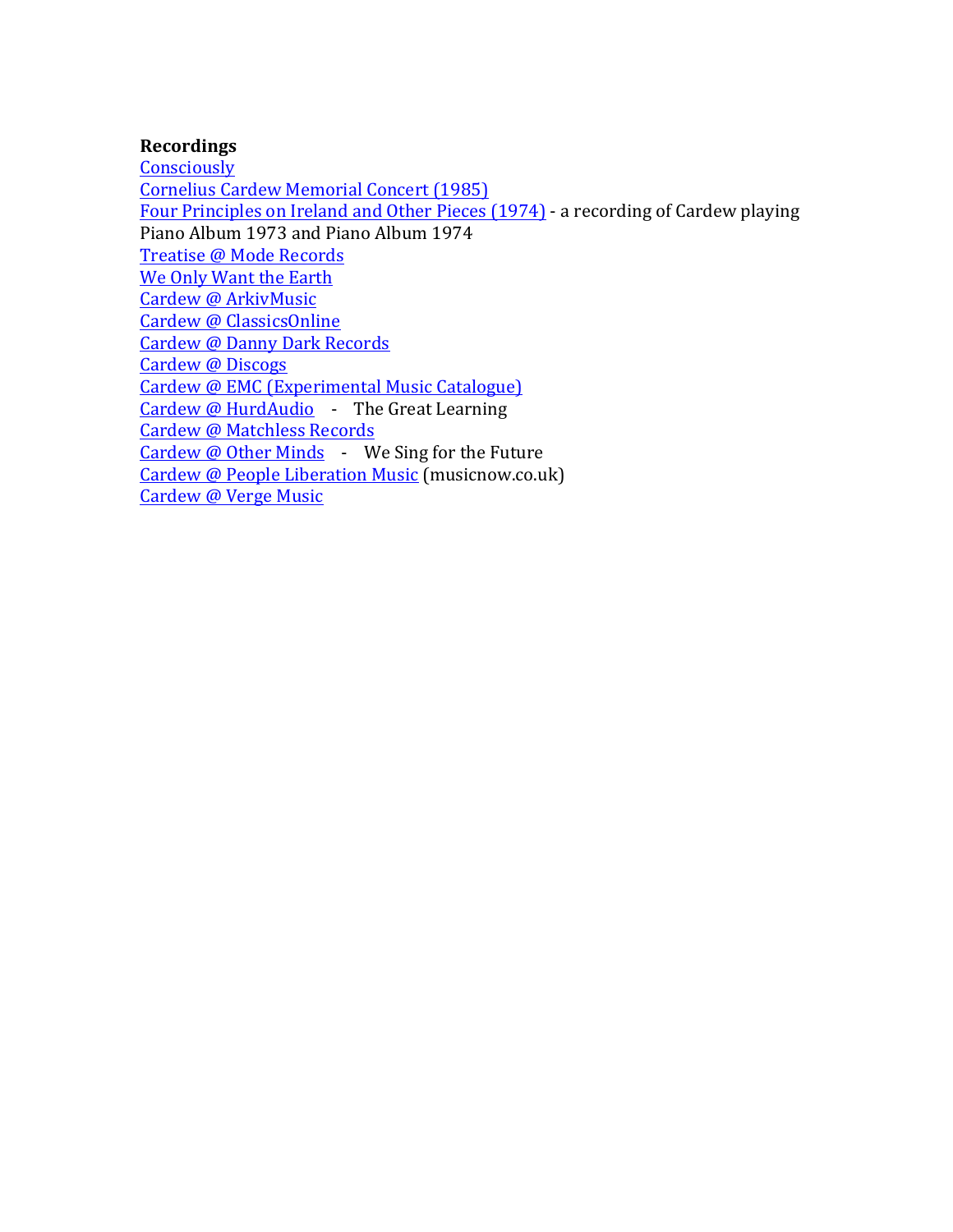**Recordings**

Consciously
Cornelius Cardew Memorial Concert (1985)
Four Principles on Ireland and Other Pieces (1974) - a recording of Cardew playing Piano Album 1973 and Piano Album 1974
Treatise @ Mode Records
We Only Want the Earth
Cardew @ ArkivMusic
Cardew @ ClassicsOnline
Cardew @ Danny Dark Records
Cardew @ Discogs
Cardew @ EMC (Experimental Music Catalogue)
Cardew @ HurdAudio - The Great Learning
Cardew @ Matchless Records
Cardew @ Other Minds - We Sing for the Future
Cardew @ People Liberation Music (musicnow.co.uk)
Cardew @ Verge Music